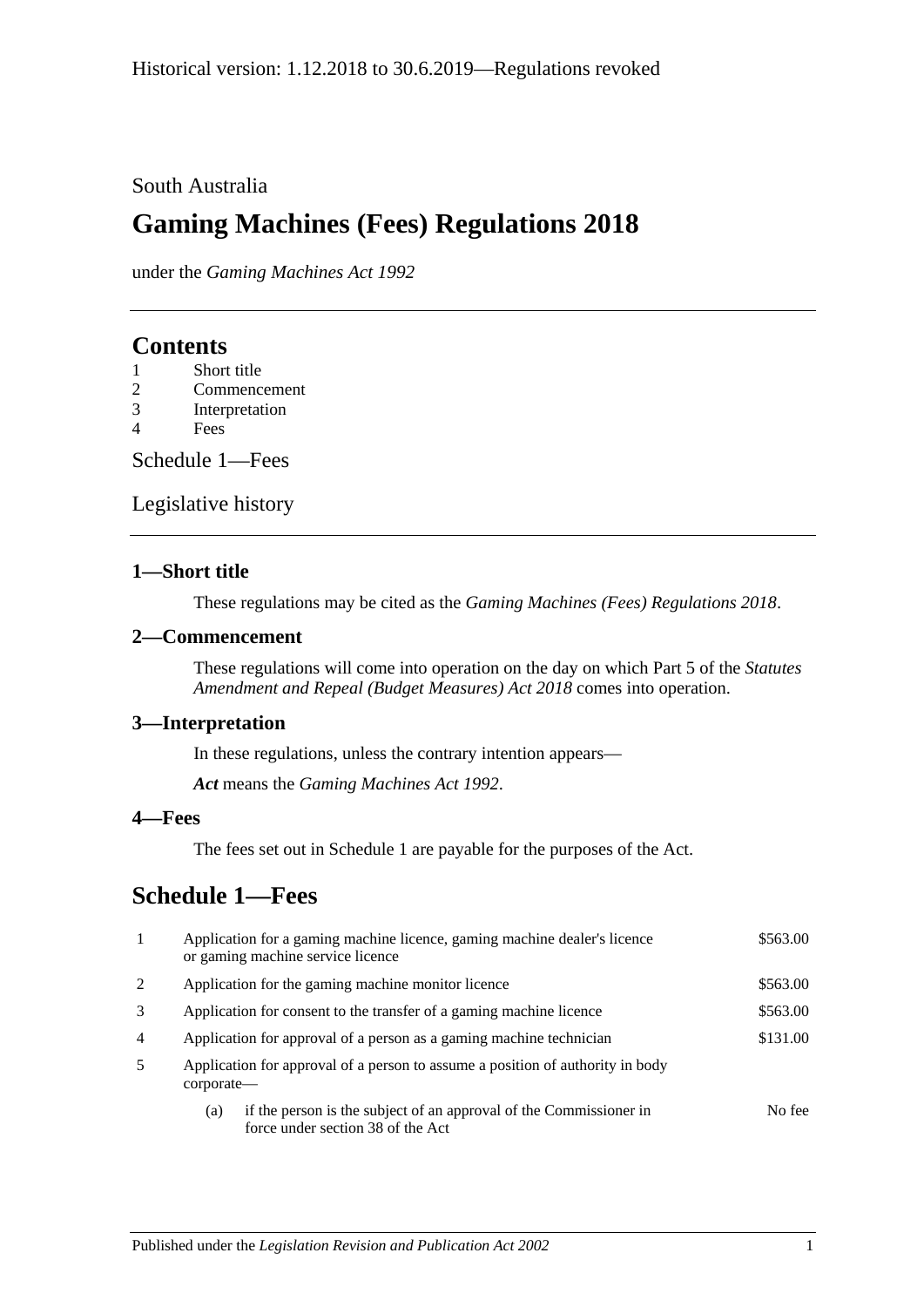Historical version: 1.12.2018 to 30.6.2019—Regulations revoked

South Australia

# Gaming Machines (Fees) Regulations 2018

under the *Gaming Machines Act 1992*

## Contents

1 Short title
2 Commencement
3 Interpretation
4 Fees

Schedule 1—Fees

Legislative history

### 1—Short title

These regulations may be cited as the *Gaming Machines (Fees) Regulations 2018*.

### 2—Commencement

These regulations will come into operation on the day on which Part 5 of the *Statutes Amendment and Repeal (Budget Measures) Act 2018* comes into operation.

### 3—Interpretation

In these regulations, unless the contrary intention appears—

***Act*** means the *Gaming Machines Act 1992*.

### 4—Fees

The fees set out in Schedule 1 are payable for the purposes of the Act.

## Schedule 1—Fees

| | | |
|---|---|---|
| 1 | Application for a gaming machine licence, gaming machine dealer's licence or gaming machine service licence | $563.00 |
| 2 | Application for the gaming machine monitor licence | $563.00 |
| 3 | Application for consent to the transfer of a gaming machine licence | $563.00 |
| 4 | Application for approval of a person as a gaming machine technician | $131.00 |
| 5 | Application for approval of a person to assume a position of authority in body corporate— | |
| | (a) if the person is the subject of an approval of the Commissioner in force under section 38 of the Act | No fee |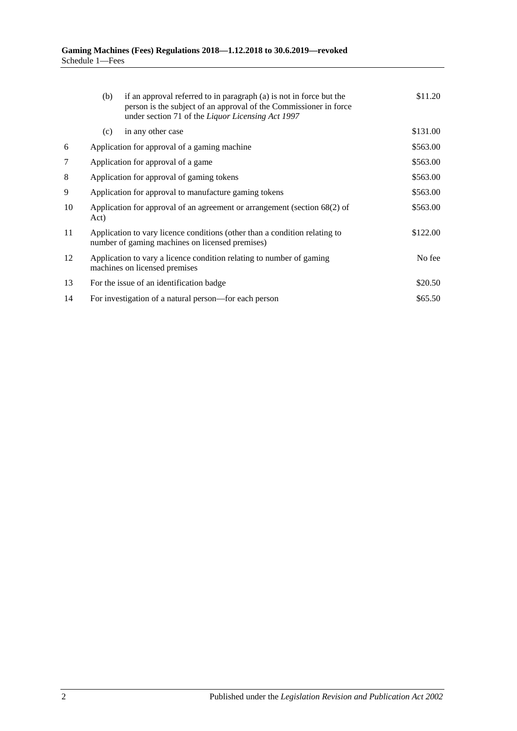| | | |
|---|---|---|
| | (b) if an approval referred to in paragraph (a) is not in force but the person is the subject of an approval of the Commissioner in force under section 71 of the *Liquor Licensing Act 1997* | \$11.20 |
| | (c) in any other case | \$131.00 |
| 6 | Application for approval of a gaming machine | \$563.00 |
| 7 | Application for approval of a game | \$563.00 |
| 8 | Application for approval of gaming tokens | \$563.00 |
| 9 | Application for approval to manufacture gaming tokens | \$563.00 |
| 10 | Application for approval of an agreement or arrangement (section 68(2) of Act) | \$563.00 |
| 11 | Application to vary licence conditions (other than a condition relating to number of gaming machines on licensed premises) | \$122.00 |
| 12 | Application to vary a licence condition relating to number of gaming machines on licensed premises | No fee |
| 13 | For the issue of an identification badge | \$20.50 |
| 14 | For investigation of a natural person—for each person | \$65.50 |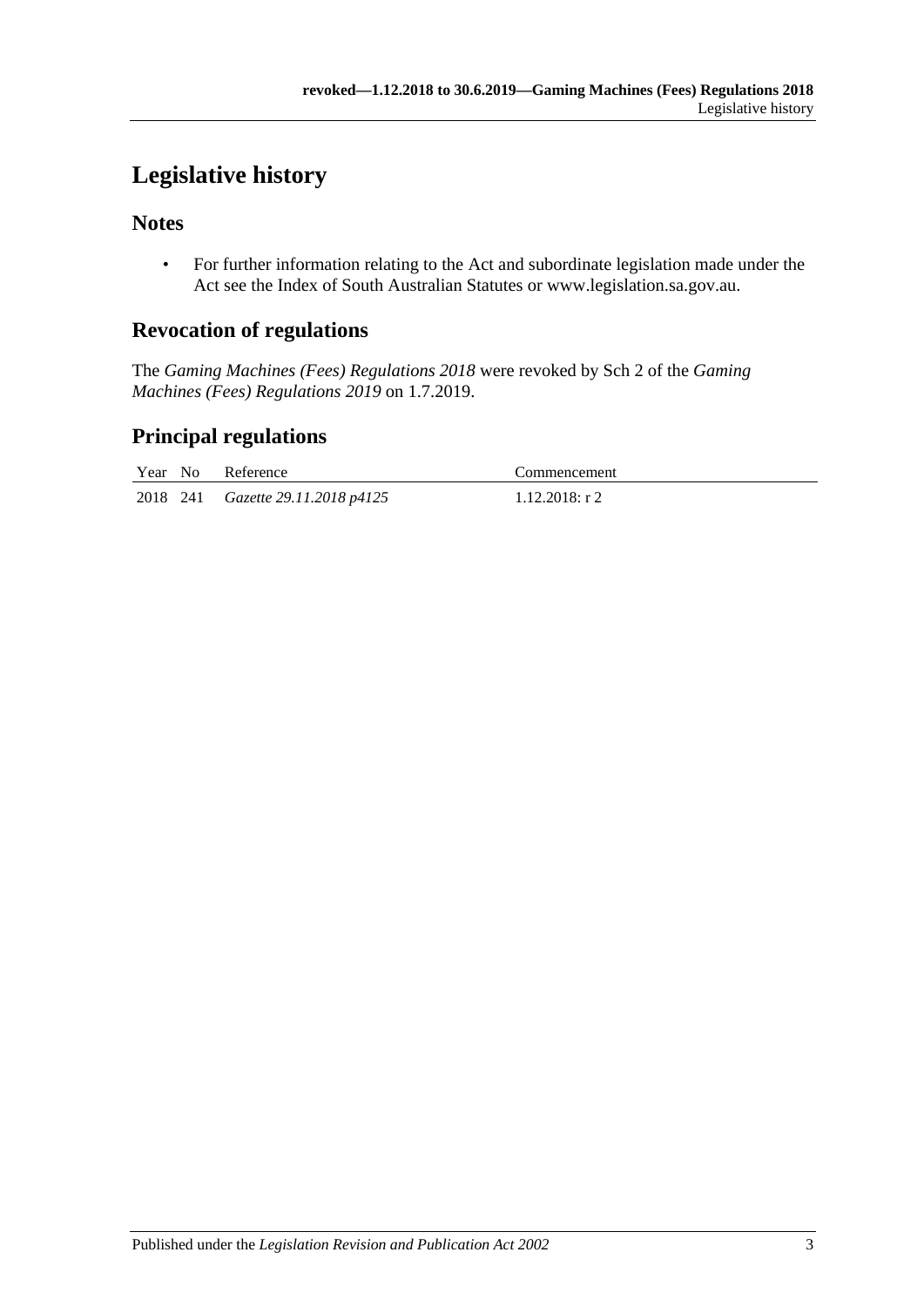# Legislative history

## Notes

- For further information relating to the Act and subordinate legislation made under the Act see the Index of South Australian Statutes or www.legislation.sa.gov.au.

## Revocation of regulations

The *Gaming Machines (Fees) Regulations 2018* were revoked by Sch 2 of the *Gaming Machines (Fees) Regulations 2019* on 1.7.2019.

## Principal regulations

| Year | No | Reference | Commencement |
|---|---|---|---|
| 2018 | 241 | *Gazette 29.11.2018 p4125* | 1.12.2018: r 2 |